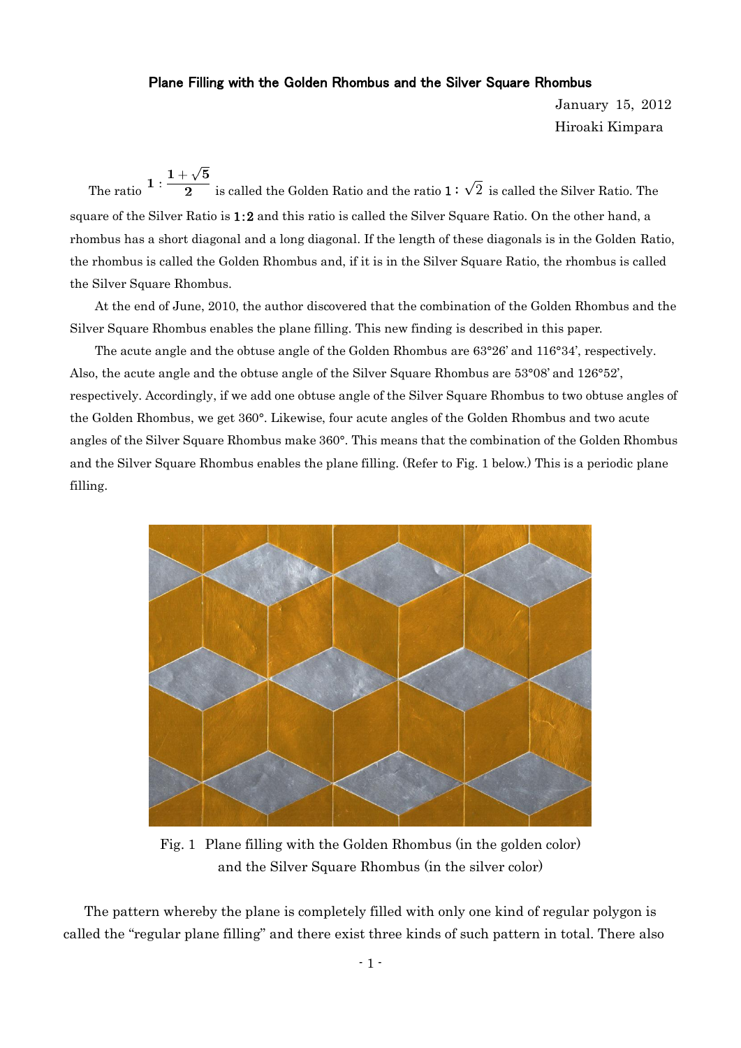**Plane Filling with the Golden Rhombus and the Silver Square Rhombus**

January 15, 2012
Hiroaki Kimpara

The ratio $1 : \frac{1+\sqrt{5}}{2}$ is called the Golden Ratio and the ratio $1 : \sqrt{2}$ is called the Silver Ratio. The square of the Silver Ratio is $1 : 2$ and this ratio is called the Silver Square Ratio. On the other hand, a rhombus has a short diagonal and a long diagonal. If the length of these diagonals is in the Golden Ratio, the rhombus is called the Golden Rhombus and, if it is in the Silver Square Ratio, the rhombus is called the Silver Square Rhombus.

At the end of June, 2010, the author discovered that the combination of the Golden Rhombus and the Silver Square Rhombus enables the plane filling. This new finding is described in this paper.

The acute angle and the obtuse angle of the Golden Rhombus are 63°26' and 116°34', respectively. Also, the acute angle and the obtuse angle of the Silver Square Rhombus are 53°08' and 126°52', respectively. Accordingly, if we add one obtuse angle of the Silver Square Rhombus to two obtuse angles of the Golden Rhombus, we get 360°. Likewise, four acute angles of the Golden Rhombus and two acute angles of the Silver Square Rhombus make 360°. This means that the combination of the Golden Rhombus and the Silver Square Rhombus enables the plane filling. (Refer to Fig. 1 below.) This is a periodic plane filling.

Fig. 1 Plane filling with the Golden Rhombus (in the golden color) and the Silver Square Rhombus (in the silver color)

The pattern whereby the plane is completely filled with only one kind of regular polygon is called the "regular plane filling" and there exist three kinds of such pattern in total. There also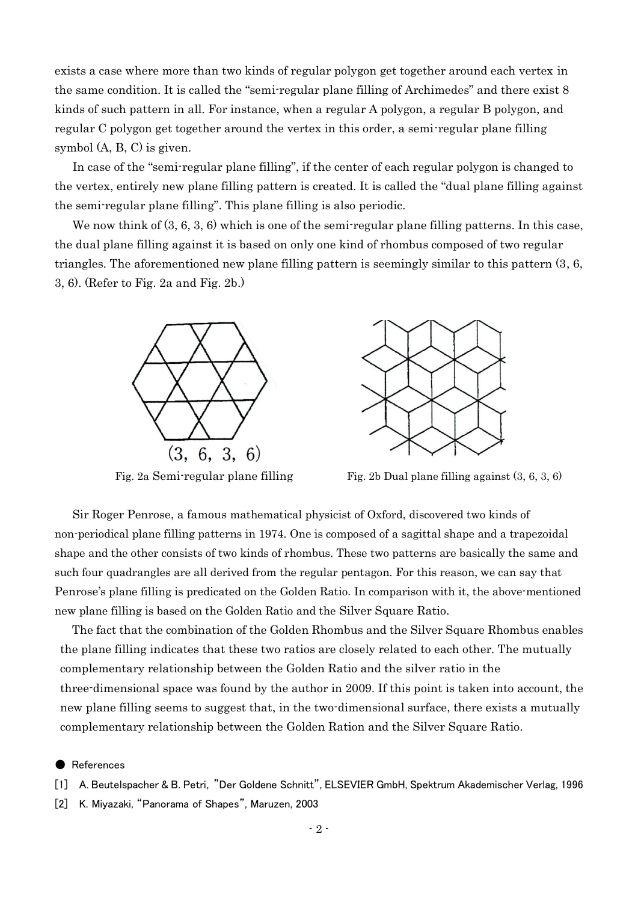exists a case where more than two kinds of regular polygon get together around each vertex in the same condition. It is called the "semi-regular plane filling of Archimedes" and there exist 8 kinds of such pattern in all. For instance, when a regular A polygon, a regular B polygon, and regular C polygon get together around the vertex in this order, a semi-regular plane filling symbol (A, B, C) is given.

In case of the "semi-regular plane filling", if the center of each regular polygon is changed to the vertex, entirely new plane filling pattern is created. It is called the "dual plane filling against the semi-regular plane filling". This plane filling is also periodic.

We now think of (3, 6, 3, 6) which is one of the semi-regular plane filling patterns. In this case, the dual plane filling against it is based on only one kind of rhombus composed of two regular triangles. The aforementioned new plane filling pattern is seemingly similar to this pattern (3, 6, 3, 6). (Refer to Fig. 2a and Fig. 2b.)

(3, 6, 3, 6)

Fig. 2a Semi-regular plane filling

Fig. 2b Dual plane filling against (3, 6, 3, 6)

Sir Roger Penrose, a famous mathematical physicist of Oxford, discovered two kinds of non-periodical plane filling patterns in 1974. One is composed of a sagittal shape and a trapezoidal shape and the other consists of two kinds of rhombus. These two patterns are basically the same and such four quadrangles are all derived from the regular pentagon. For this reason, we can say that Penrose's plane filling is predicated on the Golden Ratio. In comparison with it, the above-mentioned new plane filling is based on the Golden Ratio and the Silver Square Ratio.

The fact that the combination of the Golden Rhombus and the Silver Square Rhombus enables the plane filling indicates that these two ratios are closely related to each other. The mutually complementary relationship between the Golden Ratio and the silver ratio in the three-dimensional space was found by the author in 2009. If this point is taken into account, the new plane filling seems to suggest that, in the two-dimensional surface, there exists a mutually complementary relationship between the Golden Ration and the Silver Square Ratio.

● References

[1] A. Beutelspacher & B. Petri, "Der Goldene Schnitt", ELSEVIER GmbH, Spektrum Akademischer Verlag, 1996

[2] K. Miyazaki, "Panorama of Shapes", Maruzen, 2003